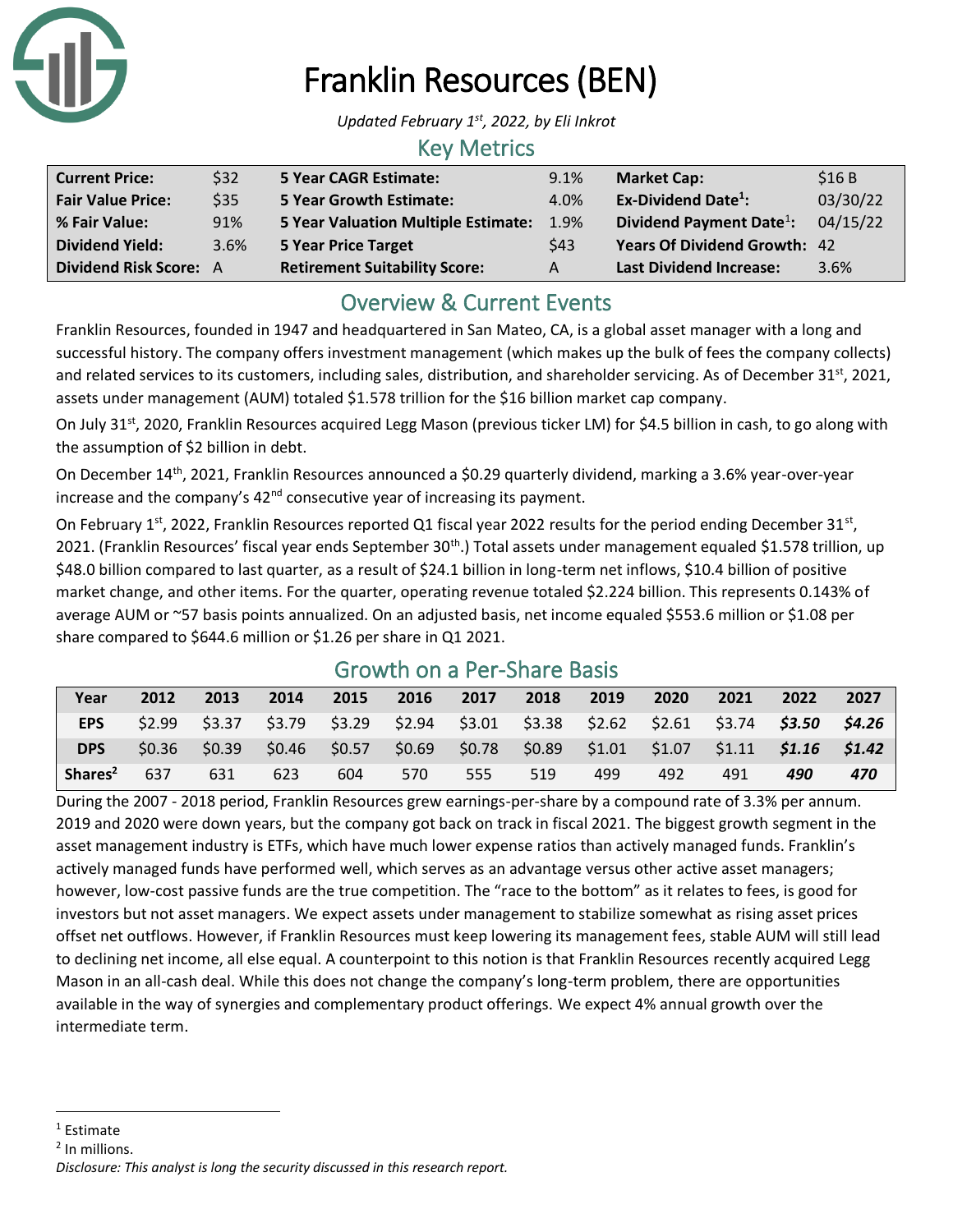# Franklin Resources (BEN)

*Updated February 1st, 2022, by Eli Inkrot*

## Key Metrics

| | | | | | |
|---|---|---|---|---|---|
| **Current Price:** | $32 | **5 Year CAGR Estimate:** | 9.1% | **Market Cap:** | $16 B |
| **Fair Value Price:** | $35 | **5 Year Growth Estimate:** | 4.0% | **Ex-Dividend Date[1]:** | 03/30/22 |
| **% Fair Value:** | 91% | **5 Year Valuation Multiple Estimate:** | 1.9% | **Dividend Payment Date[1]:** | 04/15/22 |
| **Dividend Yield:** | 3.6% | **5 Year Price Target** | $43 | **Years Of Dividend Growth:** | 42 |
| **Dividend Risk Score:** | A | **Retirement Suitability Score:** | A | **Last Dividend Increase:** | 3.6% |

## Overview & Current Events

Franklin Resources, founded in 1947 and headquartered in San Mateo, CA, is a global asset manager with a long and successful history. The company offers investment management (which makes up the bulk of fees the company collects) and related services to its customers, including sales, distribution, and shareholder servicing. As of December 31st, 2021, assets under management (AUM) totaled $1.578 trillion for the $16 billion market cap company.

On July 31st, 2020, Franklin Resources acquired Legg Mason (previous ticker LM) for $4.5 billion in cash, to go along with the assumption of $2 billion in debt.

On December 14th, 2021, Franklin Resources announced a $0.29 quarterly dividend, marking a 3.6% year-over-year increase and the company's 42nd consecutive year of increasing its payment.

On February 1st, 2022, Franklin Resources reported Q1 fiscal year 2022 results for the period ending December 31st, 2021. (Franklin Resources' fiscal year ends September 30th.) Total assets under management equaled $1.578 trillion, up $48.0 billion compared to last quarter, as a result of $24.1 billion in long-term net inflows, $10.4 billion of positive market change, and other items. For the quarter, operating revenue totaled $2.224 billion. This represents 0.143% of average AUM or ~57 basis points annualized. On an adjusted basis, net income equaled $553.6 million or $1.08 per share compared to $644.6 million or $1.26 per share in Q1 2021.

## Growth on a Per-Share Basis

| Year | 2012 | 2013 | 2014 | 2015 | 2016 | 2017 | 2018 | 2019 | 2020 | 2021 | 2022 | 2027 |
|---|---|---|---|---|---|---|---|---|---|---|---|---|
| **EPS** | $2.99 | $3.37 | $3.79 | $3.29 | $2.94 | $3.01 | $3.38 | $2.62 | $2.61 | $3.74 | ***$3.50*** | ***$4.26*** |
| **DPS** | $0.36 | $0.39 | $0.46 | $0.57 | $0.69 | $0.78 | $0.89 | $1.01 | $1.07 | $1.11 | ***$1.16*** | ***$1.42*** |
| **Shares[2]** | 637 | 631 | 623 | 604 | 570 | 555 | 519 | 499 | 492 | 491 | ***490*** | ***470*** |

During the 2007 - 2018 period, Franklin Resources grew earnings-per-share by a compound rate of 3.3% per annum. 2019 and 2020 were down years, but the company got back on track in fiscal 2021. The biggest growth segment in the asset management industry is ETFs, which have much lower expense ratios than actively managed funds. Franklin's actively managed funds have performed well, which serves as an advantage versus other active asset managers; however, low-cost passive funds are the true competition. The "race to the bottom" as it relates to fees, is good for investors but not asset managers. We expect assets under management to stabilize somewhat as rising asset prices offset net outflows. However, if Franklin Resources must keep lowering its management fees, stable AUM will still lead to declining net income, all else equal. A counterpoint to this notion is that Franklin Resources recently acquired Legg Mason in an all-cash deal. While this does not change the company's long-term problem, there are opportunities available in the way of synergies and complementary product offerings. We expect 4% annual growth over the intermediate term.

---

[1] Estimate

[2] In millions.

*Disclosure: This analyst is long the security discussed in this research report.*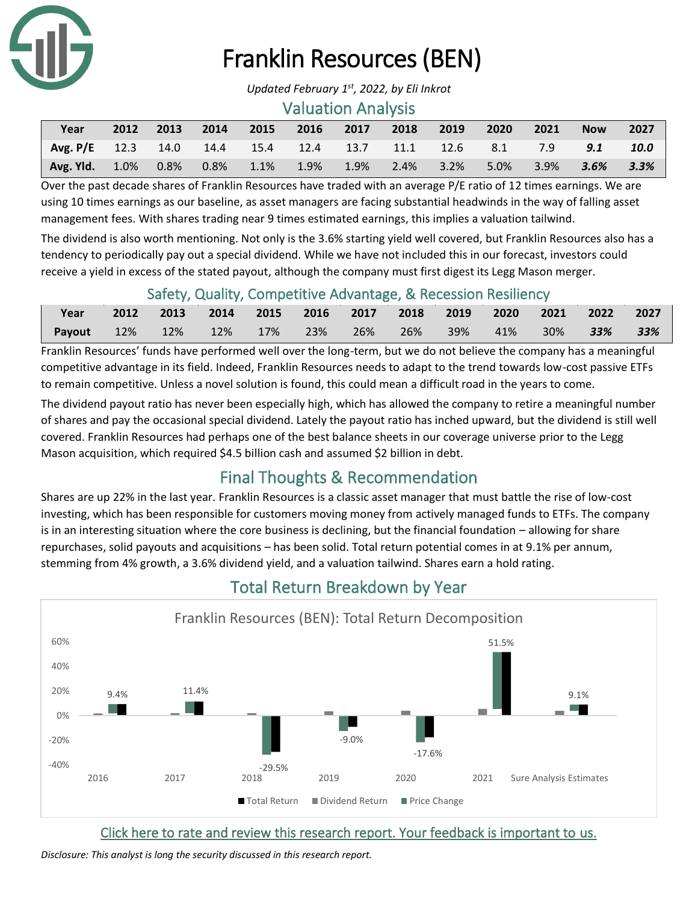# Franklin Resources (BEN)

*Updated February 1st, 2022, by Eli Inkrot*

## Valuation Analysis

| Year | 2012 | 2013 | 2014 | 2015 | 2016 | 2017 | 2018 | 2019 | 2020 | 2021 | Now | 2027 |
|---|---|---|---|---|---|---|---|---|---|---|---|---|
| Avg. P/E | 12.3 | 14.0 | 14.4 | 15.4 | 12.4 | 13.7 | 11.1 | 12.6 | 8.1 | 7.9 | ***9.1*** | ***10.0*** |
| Avg. Yld. | 1.0% | 0.8% | 0.8% | 1.1% | 1.9% | 1.9% | 2.4% | 3.2% | 5.0% | 3.9% | ***3.6%*** | ***3.3%*** |

Over the past decade shares of Franklin Resources have traded with an average P/E ratio of 12 times earnings. We are using 10 times earnings as our baseline, as asset managers are facing substantial headwinds in the way of falling asset management fees. With shares trading near 9 times estimated earnings, this implies a valuation tailwind.

The dividend is also worth mentioning. Not only is the 3.6% starting yield well covered, but Franklin Resources also has a tendency to periodically pay out a special dividend. While we have not included this in our forecast, investors could receive a yield in excess of the stated payout, although the company must first digest its Legg Mason merger.

## Safety, Quality, Competitive Advantage, & Recession Resiliency

| Year | 2012 | 2013 | 2014 | 2015 | 2016 | 2017 | 2018 | 2019 | 2020 | 2021 | 2022 | 2027 |
|---|---|---|---|---|---|---|---|---|---|---|---|---|
| Payout | 12% | 12% | 12% | 17% | 23% | 26% | 26% | 39% | 41% | 30% | ***33%*** | ***33%*** |

Franklin Resources' funds have performed well over the long-term, but we do not believe the company has a meaningful competitive advantage in its field. Indeed, Franklin Resources needs to adapt to the trend towards low-cost passive ETFs to remain competitive. Unless a novel solution is found, this could mean a difficult road in the years to come.

The dividend payout ratio has never been especially high, which has allowed the company to retire a meaningful number of shares and pay the occasional special dividend. Lately the payout ratio has inched upward, but the dividend is still well covered. Franklin Resources had perhaps one of the best balance sheets in our coverage universe prior to the Legg Mason acquisition, which required $4.5 billion cash and assumed $2 billion in debt.

## Final Thoughts & Recommendation

Shares are up 22% in the last year. Franklin Resources is a classic asset manager that must battle the rise of low-cost investing, which has been responsible for customers moving money from actively managed funds to ETFs. The company is in an interesting situation where the core business is declining, but the financial foundation – allowing for share repurchases, solid payouts and acquisitions – has been solid. Total return potential comes in at 9.1% per annum, stemming from 4% growth, a 3.6% dividend yield, and a valuation tailwind. Shares earn a hold rating.

## Total Return Breakdown by Year

Franklin Resources (BEN): Total Return Decomposition

| Year | Total Return |
|---|---|
| 2016 | 9.4% |
| 2017 | 11.4% |
| 2018 | -29.5% |
| 2019 | -9.0% |
| 2020 | -17.6% |
| 2021 | 51.5% |
| Sure Analysis Estimates | 9.1% |

Total Return · Dividend Return · Price Change

Click here to rate and review this research report. Your feedback is important to us.

*Disclosure: This analyst is long the security discussed in this research report.*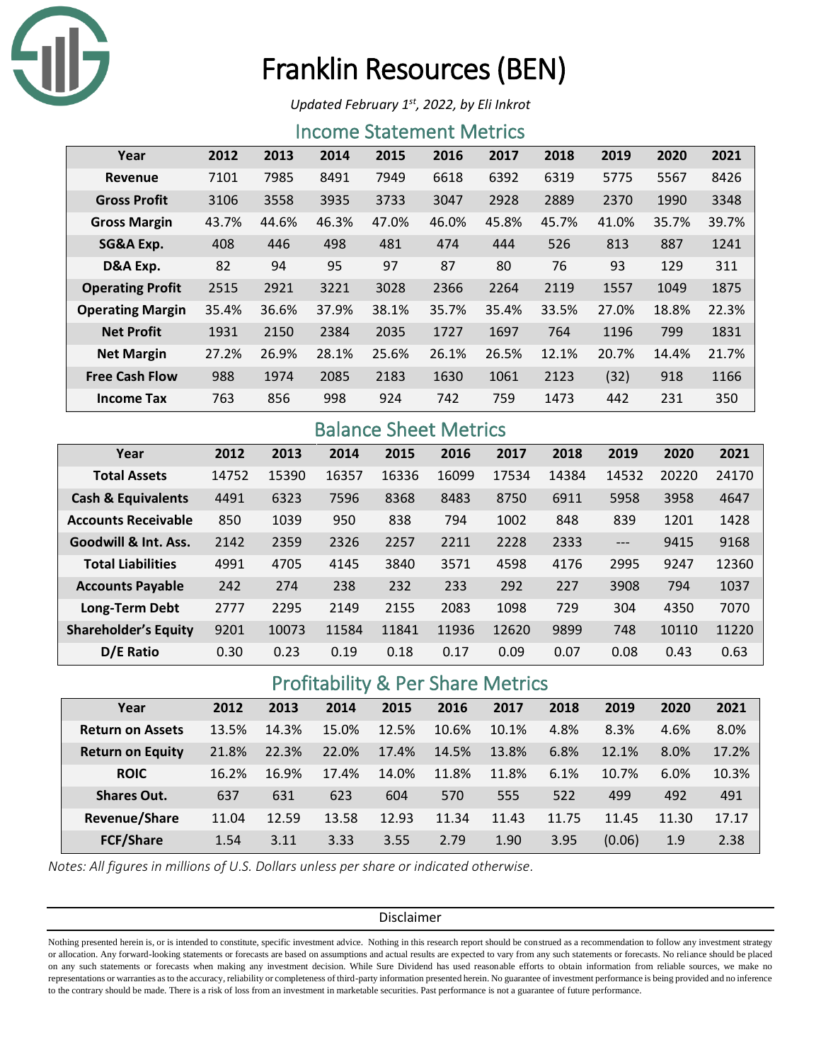# Franklin Resources (BEN)

*Updated February 1st, 2022, by Eli Inkrot*

## Income Statement Metrics

| Year | 2012 | 2013 | 2014 | 2015 | 2016 | 2017 | 2018 | 2019 | 2020 | 2021 |
|---|---|---|---|---|---|---|---|---|---|---|
| **Revenue** | 7101 | 7985 | 8491 | 7949 | 6618 | 6392 | 6319 | 5775 | 5567 | 8426 |
| **Gross Profit** | 3106 | 3558 | 3935 | 3733 | 3047 | 2928 | 2889 | 2370 | 1990 | 3348 |
| **Gross Margin** | 43.7% | 44.6% | 46.3% | 47.0% | 46.0% | 45.8% | 45.7% | 41.0% | 35.7% | 39.7% |
| **SG&A Exp.** | 408 | 446 | 498 | 481 | 474 | 444 | 526 | 813 | 887 | 1241 |
| **D&A Exp.** | 82 | 94 | 95 | 97 | 87 | 80 | 76 | 93 | 129 | 311 |
| **Operating Profit** | 2515 | 2921 | 3221 | 3028 | 2366 | 2264 | 2119 | 1557 | 1049 | 1875 |
| **Operating Margin** | 35.4% | 36.6% | 37.9% | 38.1% | 35.7% | 35.4% | 33.5% | 27.0% | 18.8% | 22.3% |
| **Net Profit** | 1931 | 2150 | 2384 | 2035 | 1727 | 1697 | 764 | 1196 | 799 | 1831 |
| **Net Margin** | 27.2% | 26.9% | 28.1% | 25.6% | 26.1% | 26.5% | 12.1% | 20.7% | 14.4% | 21.7% |
| **Free Cash Flow** | 988 | 1974 | 2085 | 2183 | 1630 | 1061 | 2123 | (32) | 918 | 1166 |
| **Income Tax** | 763 | 856 | 998 | 924 | 742 | 759 | 1473 | 442 | 231 | 350 |

## Balance Sheet Metrics

| Year | 2012 | 2013 | 2014 | 2015 | 2016 | 2017 | 2018 | 2019 | 2020 | 2021 |
|---|---|---|---|---|---|---|---|---|---|---|
| **Total Assets** | 14752 | 15390 | 16357 | 16336 | 16099 | 17534 | 14384 | 14532 | 20220 | 24170 |
| **Cash & Equivalents** | 4491 | 6323 | 7596 | 8368 | 8483 | 8750 | 6911 | 5958 | 3958 | 4647 |
| **Accounts Receivable** | 850 | 1039 | 950 | 838 | 794 | 1002 | 848 | 839 | 1201 | 1428 |
| **Goodwill & Int. Ass.** | 2142 | 2359 | 2326 | 2257 | 2211 | 2228 | 2333 | --- | 9415 | 9168 |
| **Total Liabilities** | 4991 | 4705 | 4145 | 3840 | 3571 | 4598 | 4176 | 2995 | 9247 | 12360 |
| **Accounts Payable** | 242 | 274 | 238 | 232 | 233 | 292 | 227 | 3908 | 794 | 1037 |
| **Long-Term Debt** | 2777 | 2295 | 2149 | 2155 | 2083 | 1098 | 729 | 304 | 4350 | 7070 |
| **Shareholder's Equity** | 9201 | 10073 | 11584 | 11841 | 11936 | 12620 | 9899 | 748 | 10110 | 11220 |
| **D/E Ratio** | 0.30 | 0.23 | 0.19 | 0.18 | 0.17 | 0.09 | 0.07 | 0.08 | 0.43 | 0.63 |

## Profitability & Per Share Metrics

| Year | 2012 | 2013 | 2014 | 2015 | 2016 | 2017 | 2018 | 2019 | 2020 | 2021 |
|---|---|---|---|---|---|---|---|---|---|---|
| **Return on Assets** | 13.5% | 14.3% | 15.0% | 12.5% | 10.6% | 10.1% | 4.8% | 8.3% | 4.6% | 8.0% |
| **Return on Equity** | 21.8% | 22.3% | 22.0% | 17.4% | 14.5% | 13.8% | 6.8% | 12.1% | 8.0% | 17.2% |
| **ROIC** | 16.2% | 16.9% | 17.4% | 14.0% | 11.8% | 11.8% | 6.1% | 10.7% | 6.0% | 10.3% |
| **Shares Out.** | 637 | 631 | 623 | 604 | 570 | 555 | 522 | 499 | 492 | 491 |
| **Revenue/Share** | 11.04 | 12.59 | 13.58 | 12.93 | 11.34 | 11.43 | 11.75 | 11.45 | 11.30 | 17.17 |
| **FCF/Share** | 1.54 | 3.11 | 3.33 | 3.55 | 2.79 | 1.90 | 3.95 | (0.06) | 1.9 | 2.38 |

*Notes: All figures in millions of U.S. Dollars unless per share or indicated otherwise.*

Disclaimer

Nothing presented herein is, or is intended to constitute, specific investment advice. Nothing in this research report should be construed as a recommendation to follow any investment strategy or allocation. Any forward-looking statements or forecasts are based on assumptions and actual results are expected to vary from any such statements or forecasts. No reliance should be placed on any such statements or forecasts when making any investment decision. While Sure Dividend has used reasonable efforts to obtain information from reliable sources, we make no representations or warranties as to the accuracy, reliability or completeness of third-party information presented herein. No guarantee of investment performance is being provided and no inference to the contrary should be made. There is a risk of loss from an investment in marketable securities. Past performance is not a guarantee of future performance.